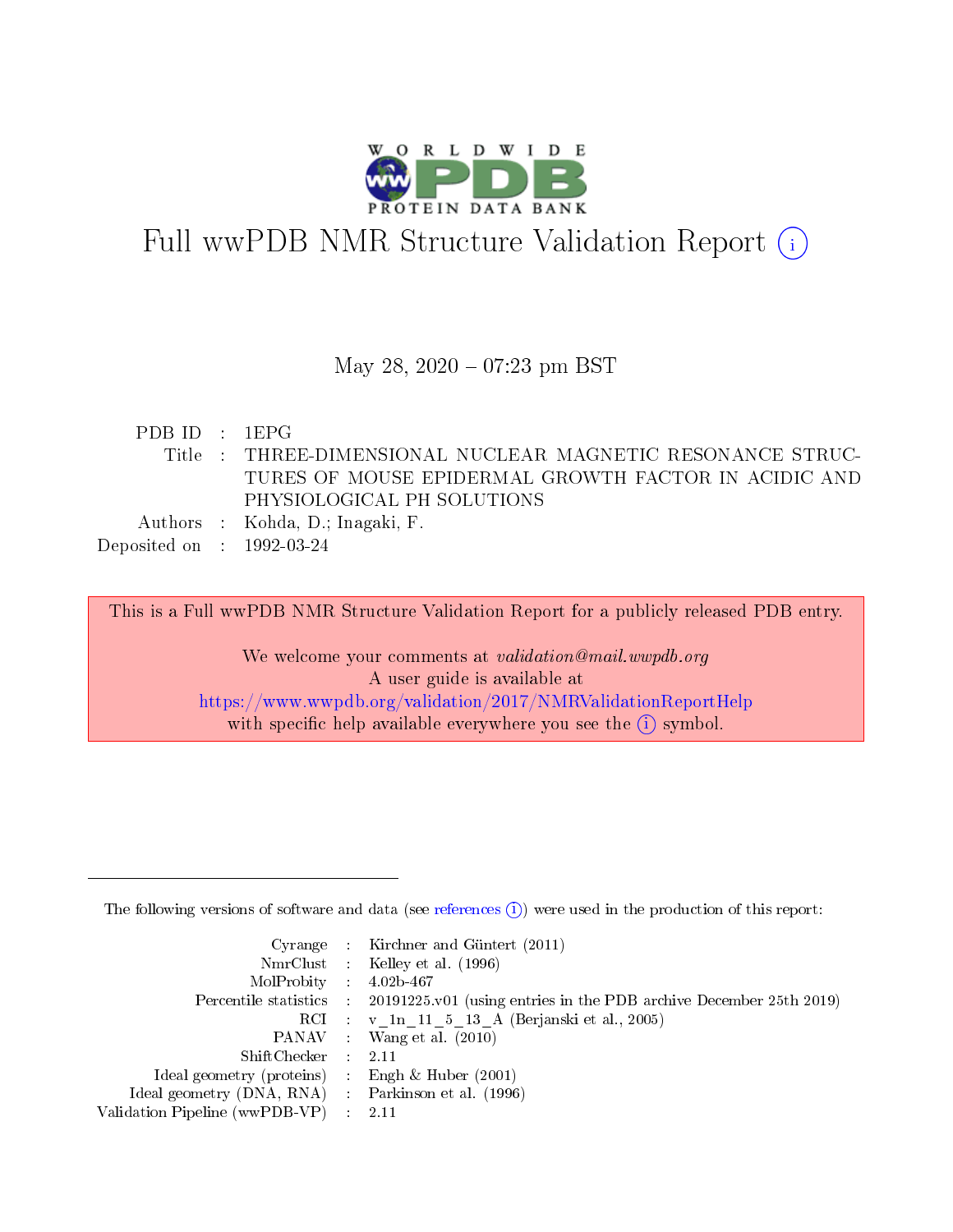# Full wwPDB NMR Structure Validation Report (i)

May 28, 2020 – 07:23 pm BST

| | | |
|---|---|---|
| PDB ID | : | 1EPG |
| Title | : | THREE-DIMENSIONAL NUCLEAR MAGNETIC RESONANCE STRUCTURES OF MOUSE EPIDERMAL GROWTH FACTOR IN ACIDIC AND PHYSIOLOGICAL PH SOLUTIONS |
| Authors | : | Kohda, D.; Inagaki, F. |
| Deposited on | : | 1992-03-24 |

This is a Full wwPDB NMR Structure Validation Report for a publicly released PDB entry.

We welcome your comments at *validation@mail.wwpdb.org*
A user guide is available at
https://www.wwpdb.org/validation/2017/NMRValidationReportHelp
with specific help available everywhere you see the (i) symbol.

---

The following versions of software and data (see references (i)) were used in the production of this report:

| | | |
|---|---|---|
| Cyrange | : | Kirchner and Güntert (2011) |
| NmrClust | : | Kelley et al. (1996) |
| MolProbity | : | 4.02b-467 |
| Percentile statistics | : | 20191225.v01 (using entries in the PDB archive December 25th 2019) |
| RCI | : | v_1n_11_5_13_A (Berjanski et al., 2005) |
| PANAV | : | Wang et al. (2010) |
| ShiftChecker | : | 2.11 |
| Ideal geometry (proteins) | : | Engh & Huber (2001) |
| Ideal geometry (DNA, RNA) | : | Parkinson et al. (1996) |
| Validation Pipeline (wwPDB-VP) | : | 2.11 |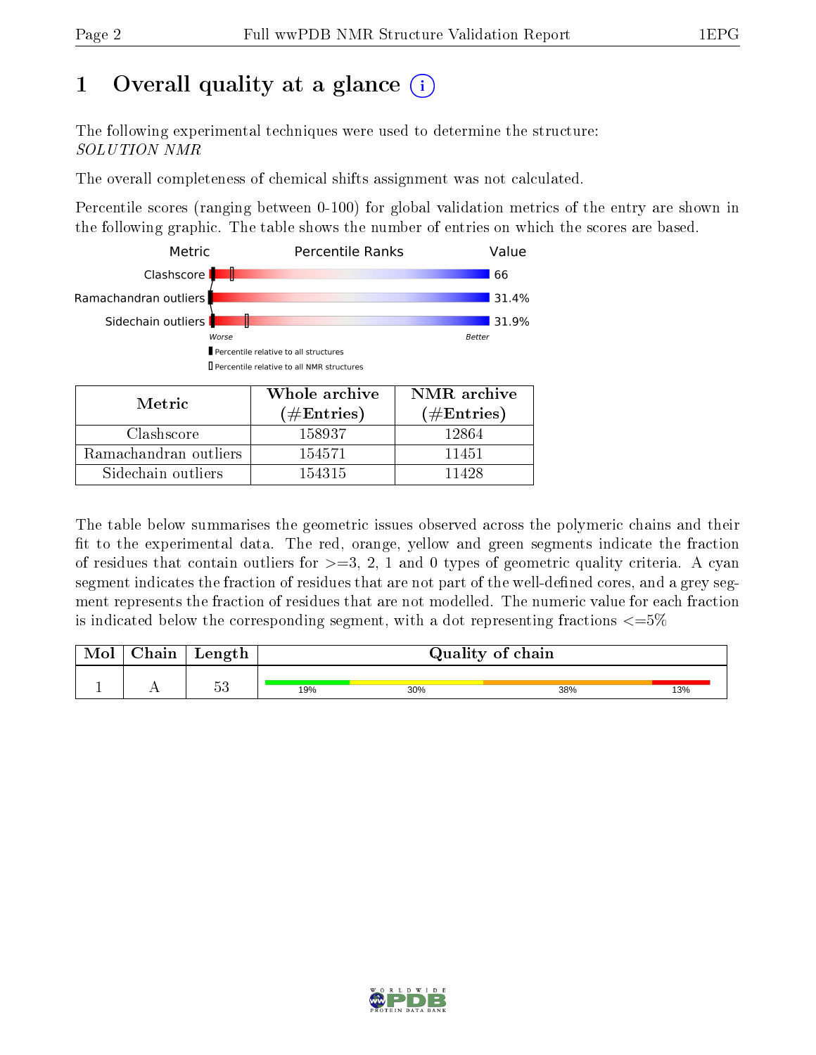# 1 Overall quality at a glance

The following experimental techniques were used to determine the structure:
*SOLUTION NMR*

The overall completeness of chemical shifts assignment was not calculated.

Percentile scores (ranging between 0-100) for global validation metrics of the entry are shown in the following graphic. The table shows the number of entries on which the scores are based.

| Metric | Value |
|---|---|
| Clashscore | 66 |
| Ramachandran outliers | 31.4% |
| Sidechain outliers | 31.9% |

Worse — Better

Percentile relative to all structures

Percentile relative to all NMR structures

| Metric | Whole archive (#Entries) | NMR archive (#Entries) |
|---|---|---|
| Clashscore | 158937 | 12864 |
| Ramachandran outliers | 154571 | 11451 |
| Sidechain outliers | 154315 | 11428 |

The table below summarises the geometric issues observed across the polymeric chains and their fit to the experimental data. The red, orange, yellow and green segments indicate the fraction of residues that contain outliers for >=3, 2, 1 and 0 types of geometric quality criteria. A cyan segment indicates the fraction of residues that are not part of the well-defined cores, and a grey segment represents the fraction of residues that are not modelled. The numeric value for each fraction is indicated below the corresponding segment, with a dot representing fractions <=5%

| Mol | Chain | Length | Quality of chain |
|---|---|---|---|
| 1 | A | 53 | 19% 30% 38% 13% |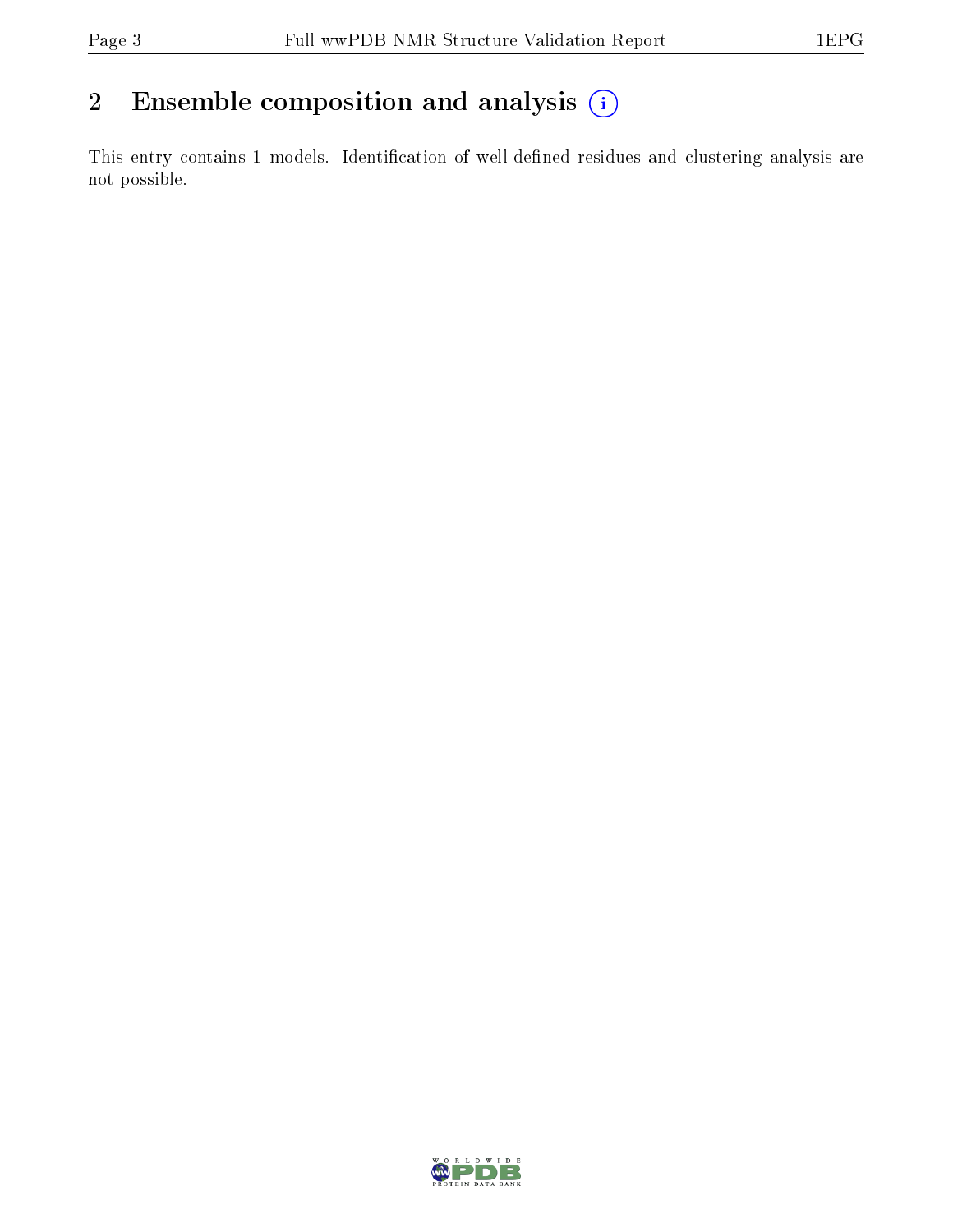## 2 Ensemble composition and analysis

This entry contains 1 models. Identification of well-defined residues and clustering analysis are not possible.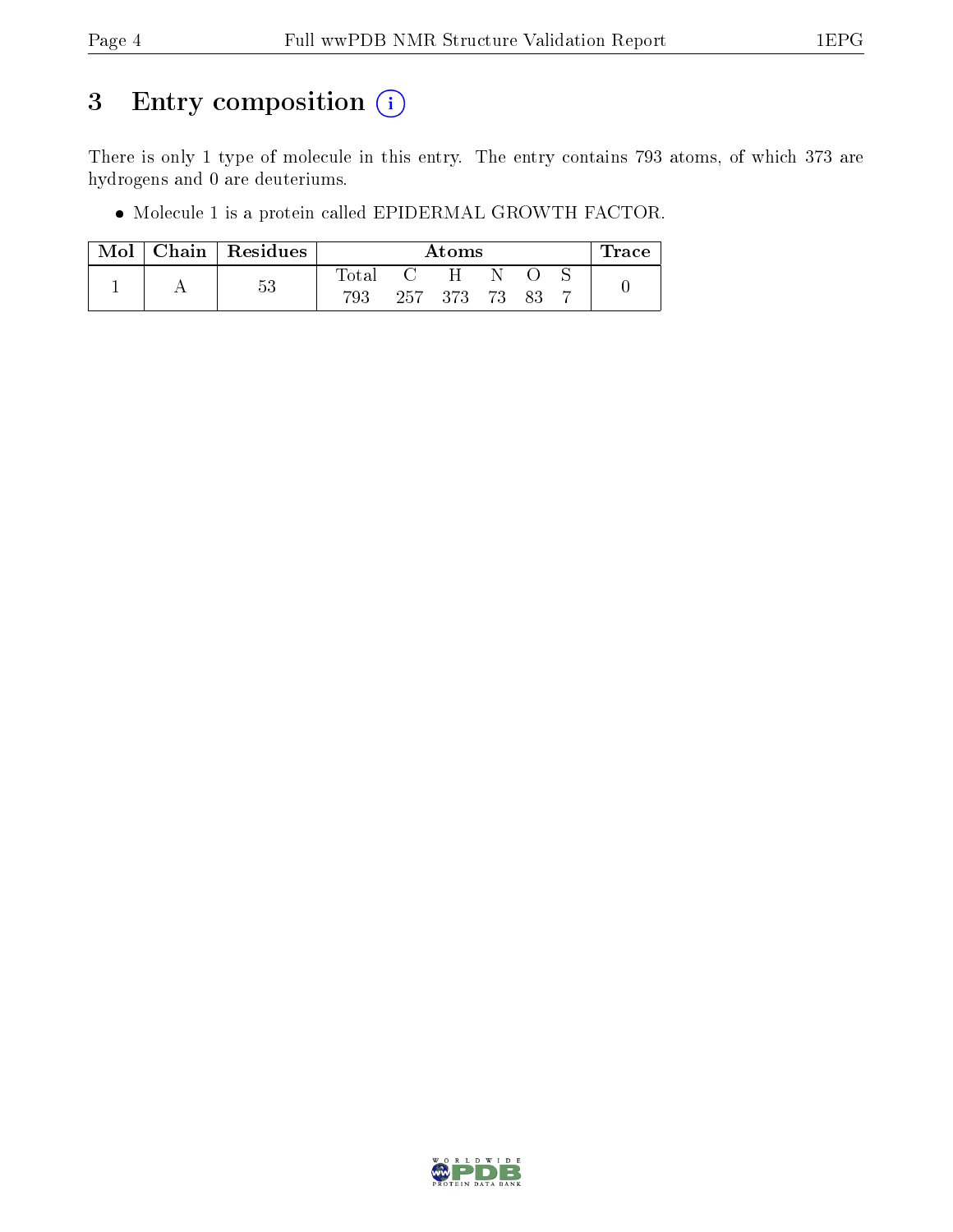# 3 Entry composition (i)

There is only 1 type of molecule in this entry. The entry contains 793 atoms, of which 373 are hydrogens and 0 are deuteriums.

- Molecule 1 is a protein called EPIDERMAL GROWTH FACTOR.

| Mol | Chain | Residues | Atoms | | | | | | Trace |
|---|---|---|---|---|---|---|---|---|---|
| | | | Total | C | H | N | O | S | |
| 1 | A | 53 | 793 | 257 | 373 | 73 | 83 | 7 | 0 |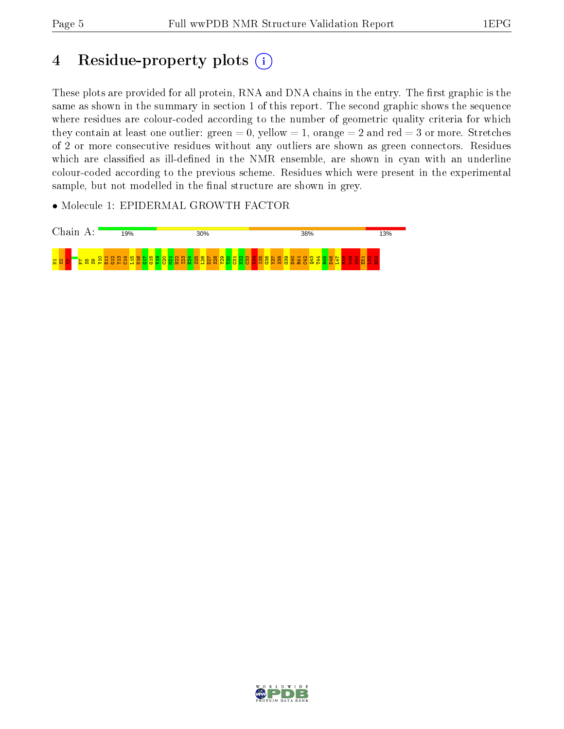# 4 Residue-property plots

These plots are provided for all protein, RNA and DNA chains in the entry. The first graphic is the same as shown in the summary in section 1 of this report. The second graphic shows the sequence where residues are colour-coded according to the number of geometric quality criteria for which they contain at least one outlier: green = 0, yellow = 1, orange = 2 and red = 3 or more. Stretches of 2 or more consecutive residues without any outliers are shown as green connectors. Residues which are classified as ill-defined in the NMR ensemble, are shown in cyan with an underline colour-coded according to the previous scheme. Residues which were present in the experimental sample, but not modelled in the final structure are shown in grey.

- Molecule 1: EPIDERMAL GROWTH FACTOR

Chain A: 19% 30% 38% 13%

N1 S2 Y3 P7 S8 S9 Y10 D11 G12 Y13 C14 L15 N16 G17 G18 V19 C20 M21 H22 I23 E24 S25 L26 D27 S28 Y29 T30 C31 N32 C33 V34 I35 G36 Y37 S38 G39 D40 R41 C42 Q43 T44 R45 D46 L47 R48 W49 W50 E51 L52 R53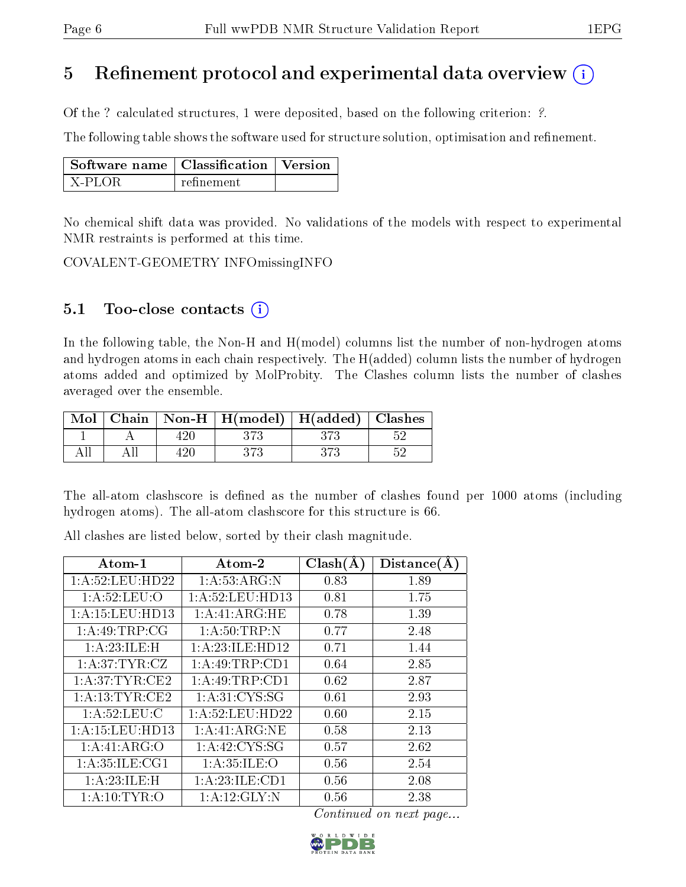# 5 Refinement protocol and experimental data overview

Of the ? calculated structures, 1 were deposited, based on the following criterion: ?.

The following table shows the software used for structure solution, optimisation and refinement.

| Software name | Classification | Version |
|---|---|---|
| X-PLOR | refinement | |

No chemical shift data was provided. No validations of the models with respect to experimental NMR restraints is performed at this time.

COVALENT-GEOMETRY INFOmissingINFO

## 5.1 Too-close contacts

In the following table, the Non-H and H(model) columns list the number of non-hydrogen atoms and hydrogen atoms in each chain respectively. The H(added) column lists the number of hydrogen atoms added and optimized by MolProbity. The Clashes column lists the number of clashes averaged over the ensemble.

| Mol | Chain | Non-H | H(model) | H(added) | Clashes |
|---|---|---|---|---|---|
| 1 | A | 420 | 373 | 373 | 52 |
| All | All | 420 | 373 | 373 | 52 |

The all-atom clashscore is defined as the number of clashes found per 1000 atoms (including hydrogen atoms). The all-atom clashscore for this structure is 66.

All clashes are listed below, sorted by their clash magnitude.

| Atom-1 | Atom-2 | Clash(Å) | Distance(Å) |
|---|---|---|---|
| 1:A:52:LEU:HD22 | 1:A:53:ARG:N | 0.83 | 1.89 |
| 1:A:52:LEU:O | 1:A:52:LEU:HD13 | 0.81 | 1.75 |
| 1:A:15:LEU:HD13 | 1:A:41:ARG:HE | 0.78 | 1.39 |
| 1:A:49:TRP:CG | 1:A:50:TRP:N | 0.77 | 2.48 |
| 1:A:23:ILE:H | 1:A:23:ILE:HD12 | 0.71 | 1.44 |
| 1:A:37:TYR:CZ | 1:A:49:TRP:CD1 | 0.64 | 2.85 |
| 1:A:37:TYR:CE2 | 1:A:49:TRP:CD1 | 0.62 | 2.87 |
| 1:A:13:TYR:CE2 | 1:A:31:CYS:SG | 0.61 | 2.93 |
| 1:A:52:LEU:C | 1:A:52:LEU:HD22 | 0.60 | 2.15 |
| 1:A:15:LEU:HD13 | 1:A:41:ARG:NE | 0.58 | 2.13 |
| 1:A:41:ARG:O | 1:A:42:CYS:SG | 0.57 | 2.62 |
| 1:A:35:ILE:CG1 | 1:A:35:ILE:O | 0.56 | 2.54 |
| 1:A:23:ILE:H | 1:A:23:ILE:CD1 | 0.56 | 2.08 |
| 1:A:10:TYR:O | 1:A:12:GLY:N | 0.56 | 2.38 |

*Continued on next page...*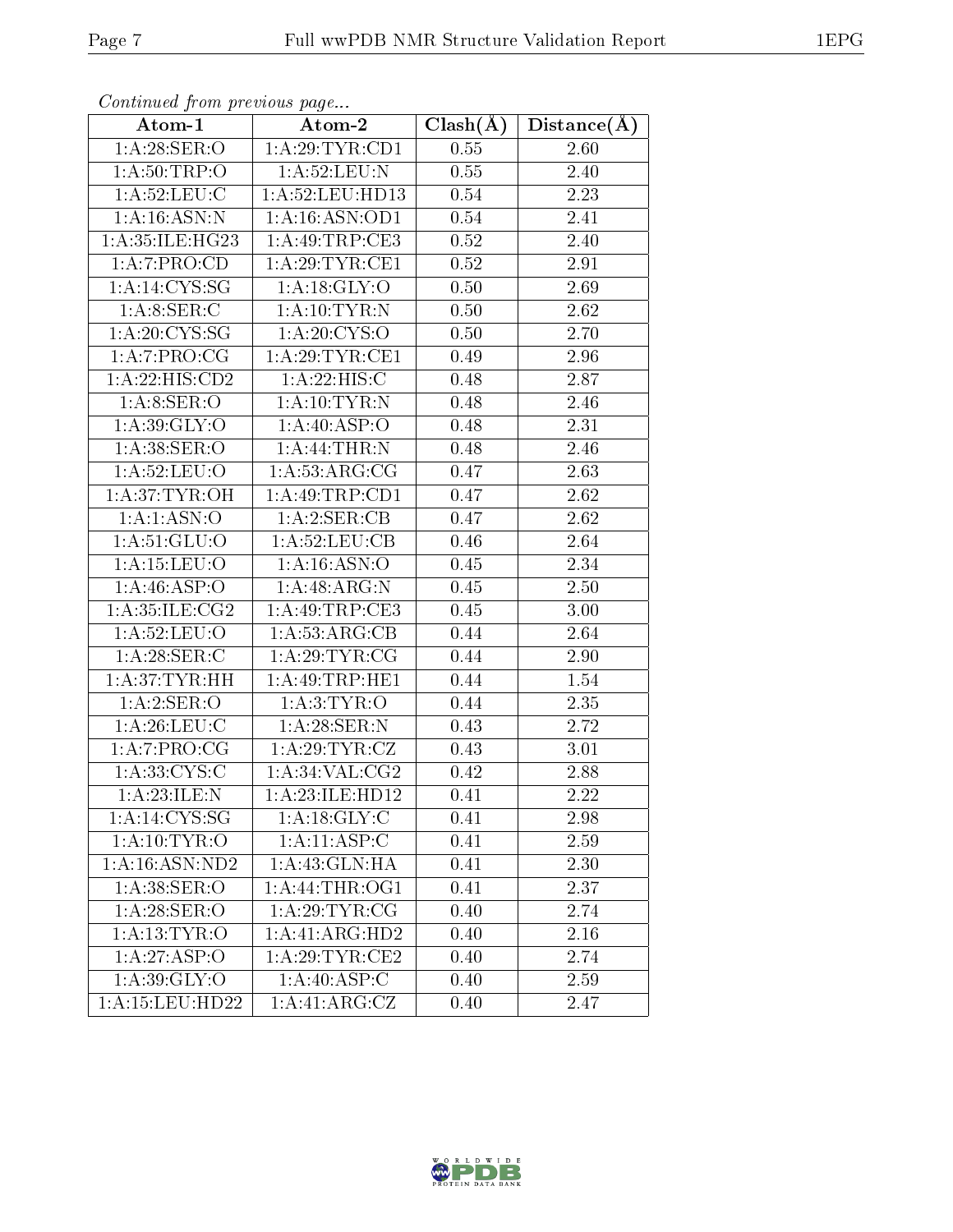*Continued from previous page...*

| Atom-1 | Atom-2 | Clash(Å) | Distance(Å) |
|---|---|---|---|
| 1:A:28:SER:O | 1:A:29:TYR:CD1 | 0.55 | 2.60 |
| 1:A:50:TRP:O | 1:A:52:LEU:N | 0.55 | 2.40 |
| 1:A:52:LEU:C | 1:A:52:LEU:HD13 | 0.54 | 2.23 |
| 1:A:16:ASN:N | 1:A:16:ASN:OD1 | 0.54 | 2.41 |
| 1:A:35:ILE:HG23 | 1:A:49:TRP:CE3 | 0.52 | 2.40 |
| 1:A:7:PRO:CD | 1:A:29:TYR:CE1 | 0.52 | 2.91 |
| 1:A:14:CYS:SG | 1:A:18:GLY:O | 0.50 | 2.69 |
| 1:A:8:SER:C | 1:A:10:TYR:N | 0.50 | 2.62 |
| 1:A:20:CYS:SG | 1:A:20:CYS:O | 0.50 | 2.70 |
| 1:A:7:PRO:CG | 1:A:29:TYR:CE1 | 0.49 | 2.96 |
| 1:A:22:HIS:CD2 | 1:A:22:HIS:C | 0.48 | 2.87 |
| 1:A:8:SER:O | 1:A:10:TYR:N | 0.48 | 2.46 |
| 1:A:39:GLY:O | 1:A:40:ASP:O | 0.48 | 2.31 |
| 1:A:38:SER:O | 1:A:44:THR:N | 0.48 | 2.46 |
| 1:A:52:LEU:O | 1:A:53:ARG:CG | 0.47 | 2.63 |
| 1:A:37:TYR:OH | 1:A:49:TRP:CD1 | 0.47 | 2.62 |
| 1:A:1:ASN:O | 1:A:2:SER:CB | 0.47 | 2.62 |
| 1:A:51:GLU:O | 1:A:52:LEU:CB | 0.46 | 2.64 |
| 1:A:15:LEU:O | 1:A:16:ASN:O | 0.45 | 2.34 |
| 1:A:46:ASP:O | 1:A:48:ARG:N | 0.45 | 2.50 |
| 1:A:35:ILE:CG2 | 1:A:49:TRP:CE3 | 0.45 | 3.00 |
| 1:A:52:LEU:O | 1:A:53:ARG:CB | 0.44 | 2.64 |
| 1:A:28:SER:C | 1:A:29:TYR:CG | 0.44 | 2.90 |
| 1:A:37:TYR:HH | 1:A:49:TRP:HE1 | 0.44 | 1.54 |
| 1:A:2:SER:O | 1:A:3:TYR:O | 0.44 | 2.35 |
| 1:A:26:LEU:C | 1:A:28:SER:N | 0.43 | 2.72 |
| 1:A:7:PRO:CG | 1:A:29:TYR:CZ | 0.43 | 3.01 |
| 1:A:33:CYS:C | 1:A:34:VAL:CG2 | 0.42 | 2.88 |
| 1:A:23:ILE:N | 1:A:23:ILE:HD12 | 0.41 | 2.22 |
| 1:A:14:CYS:SG | 1:A:18:GLY:C | 0.41 | 2.98 |
| 1:A:10:TYR:O | 1:A:11:ASP:C | 0.41 | 2.59 |
| 1:A:16:ASN:ND2 | 1:A:43:GLN:HA | 0.41 | 2.30 |
| 1:A:38:SER:O | 1:A:44:THR:OG1 | 0.41 | 2.37 |
| 1:A:28:SER:O | 1:A:29:TYR:CG | 0.40 | 2.74 |
| 1:A:13:TYR:O | 1:A:41:ARG:HD2 | 0.40 | 2.16 |
| 1:A:27:ASP:O | 1:A:29:TYR:CE2 | 0.40 | 2.74 |
| 1:A:39:GLY:O | 1:A:40:ASP:C | 0.40 | 2.59 |
| 1:A:15:LEU:HD22 | 1:A:41:ARG:CZ | 0.40 | 2.47 |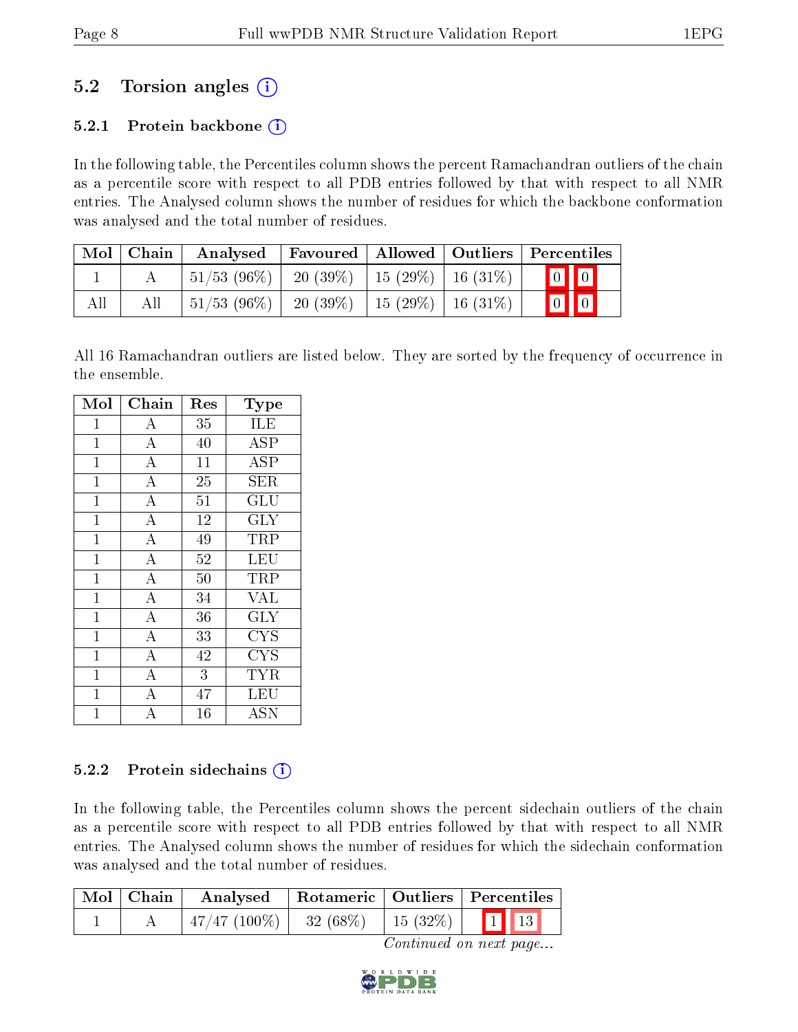## 5.2 Torsion angles

### 5.2.1 Protein backbone

In the following table, the Percentiles column shows the percent Ramachandran outliers of the chain as a percentile score with respect to all PDB entries followed by that with respect to all NMR entries. The Analysed column shows the number of residues for which the backbone conformation was analysed and the total number of residues.

| Mol | Chain | Analysed | Favoured | Allowed | Outliers | Percentiles | |
|---|---|---|---|---|---|---|---|
| 1 | A | 51/53 (96%) | 20 (39%) | 15 (29%) | 16 (31%) | 0 | 0 |
| All | All | 51/53 (96%) | 20 (39%) | 15 (29%) | 16 (31%) | 0 | 0 |

All 16 Ramachandran outliers are listed below. They are sorted by the frequency of occurrence in the ensemble.

| Mol | Chain | Res | Type |
|---|---|---|---|
| 1 | A | 35 | ILE |
| 1 | A | 40 | ASP |
| 1 | A | 11 | ASP |
| 1 | A | 25 | SER |
| 1 | A | 51 | GLU |
| 1 | A | 12 | GLY |
| 1 | A | 49 | TRP |
| 1 | A | 52 | LEU |
| 1 | A | 50 | TRP |
| 1 | A | 34 | VAL |
| 1 | A | 36 | GLY |
| 1 | A | 33 | CYS |
| 1 | A | 42 | CYS |
| 1 | A | 3 | TYR |
| 1 | A | 47 | LEU |
| 1 | A | 16 | ASN |

### 5.2.2 Protein sidechains

In the following table, the Percentiles column shows the percent sidechain outliers of the chain as a percentile score with respect to all PDB entries followed by that with respect to all NMR entries. The Analysed column shows the number of residues for which the sidechain conformation was analysed and the total number of residues.

| Mol | Chain | Analysed | Rotameric | Outliers | Percentiles | |
|---|---|---|---|---|---|---|
| 1 | A | 47/47 (100%) | 32 (68%) | 15 (32%) | 1 | 13 |

*Continued on next page...*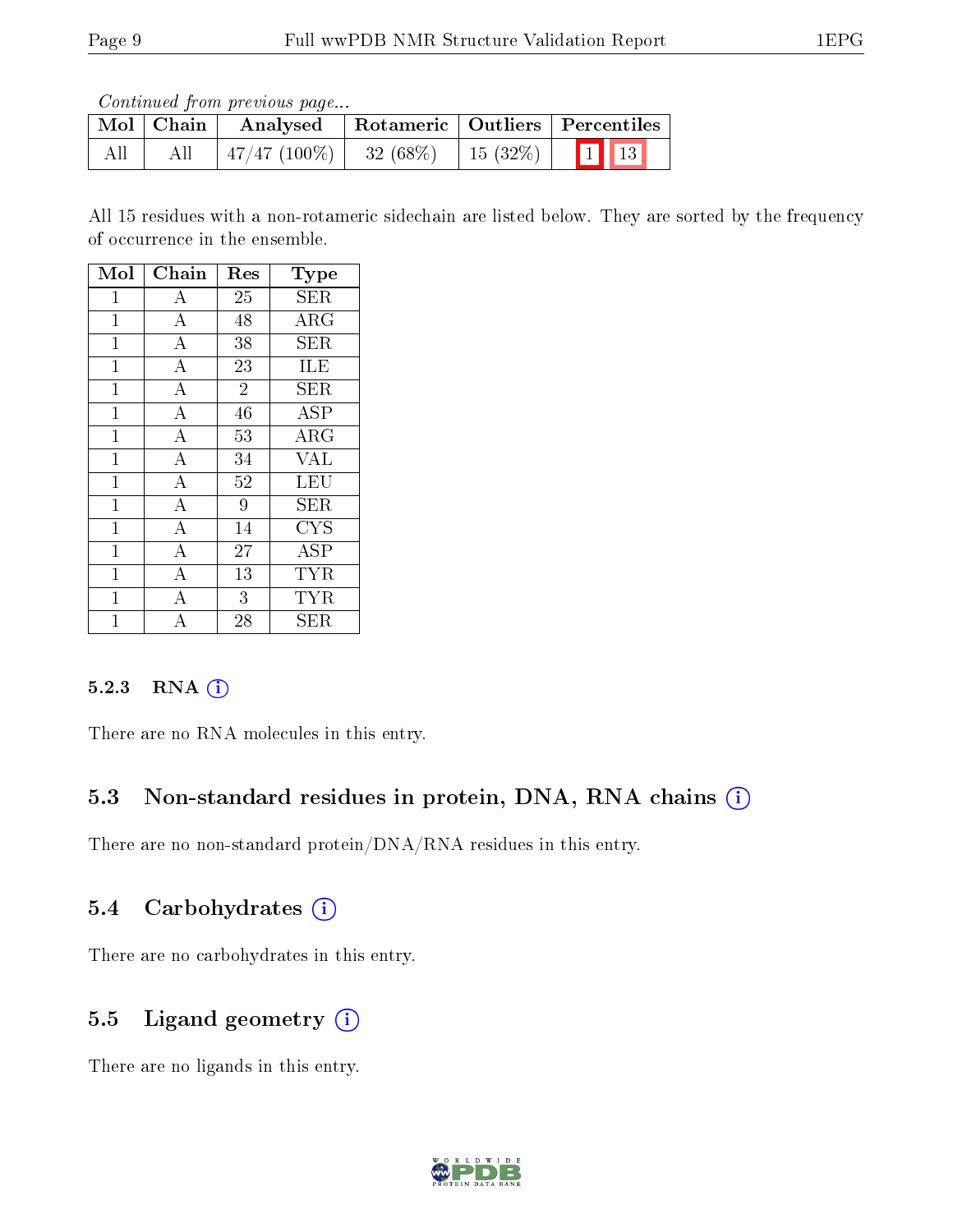*Continued from previous page...*

| Mol | Chain | Analysed | Rotameric | Outliers | Percentiles | |
|---|---|---|---|---|---|---|
| All | All | 47/47 (100%) | 32 (68%) | 15 (32%) | 1 | 13 |

All 15 residues with a non-rotameric sidechain are listed below. They are sorted by the frequency of occurrence in the ensemble.

| Mol | Chain | Res | Type |
|---|---|---|---|
| 1 | A | 25 | SER |
| 1 | A | 48 | ARG |
| 1 | A | 38 | SER |
| 1 | A | 23 | ILE |
| 1 | A | 2 | SER |
| 1 | A | 46 | ASP |
| 1 | A | 53 | ARG |
| 1 | A | 34 | VAL |
| 1 | A | 52 | LEU |
| 1 | A | 9 | SER |
| 1 | A | 14 | CYS |
| 1 | A | 27 | ASP |
| 1 | A | 13 | TYR |
| 1 | A | 3 | TYR |
| 1 | A | 28 | SER |

#### 5.2.3 RNA

There are no RNA molecules in this entry.

### 5.3 Non-standard residues in protein, DNA, RNA chains

There are no non-standard protein/DNA/RNA residues in this entry.

### 5.4 Carbohydrates

There are no carbohydrates in this entry.

### 5.5 Ligand geometry

There are no ligands in this entry.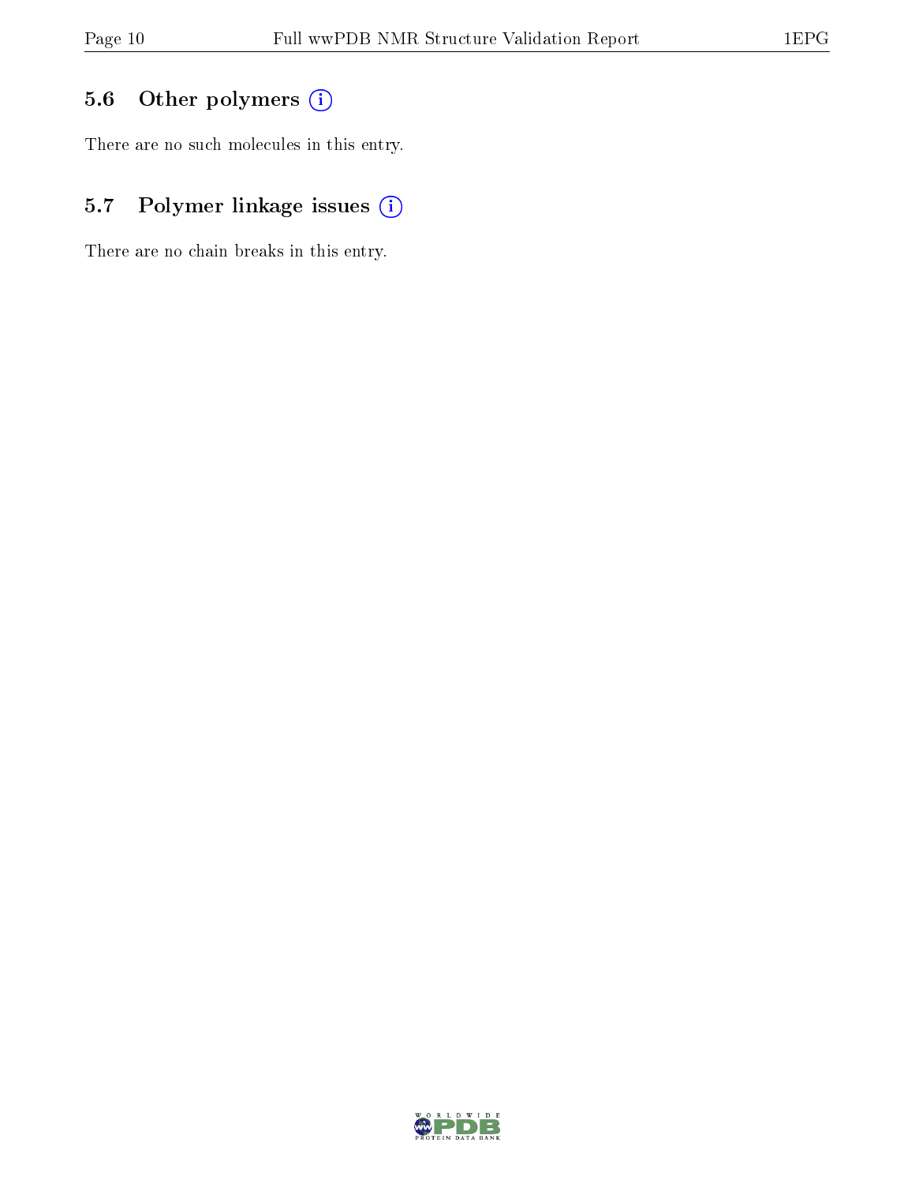### 5.6 Other polymers

There are no such molecules in this entry.

### 5.7 Polymer linkage issues

There are no chain breaks in this entry.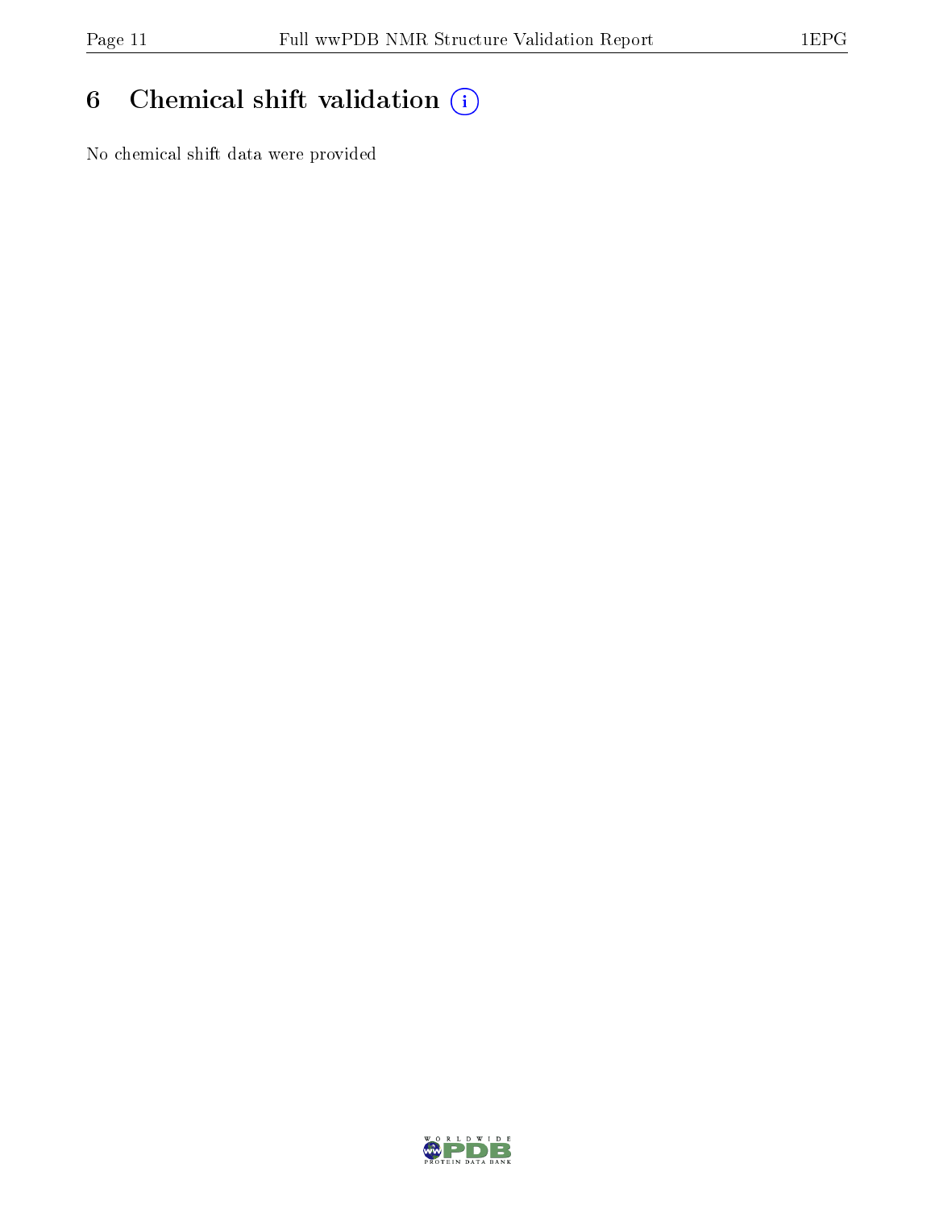# 6 Chemical shift validation (i)

No chemical shift data were provided